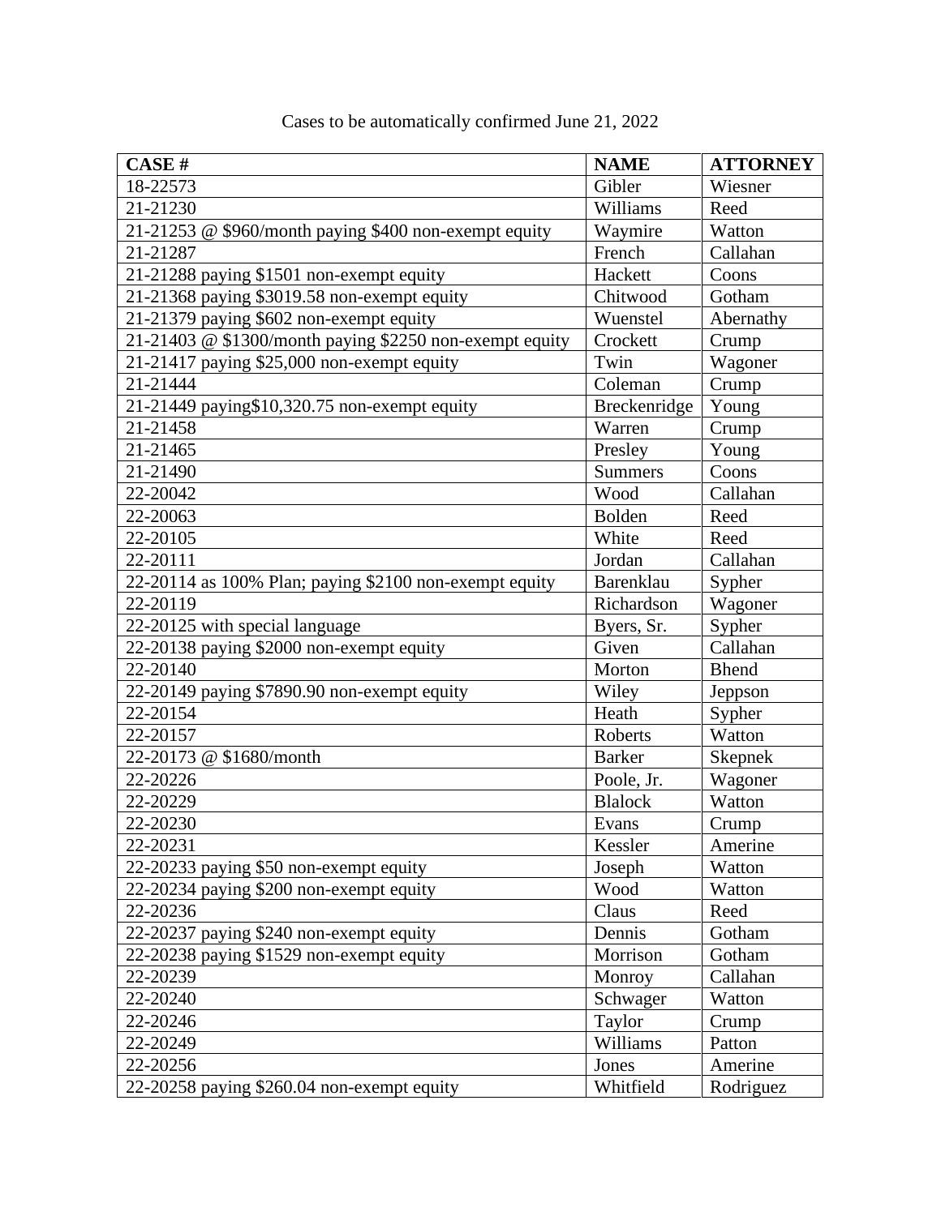Cases to be automatically confirmed June 21, 2022

| CASE # | NAME | ATTORNEY |
|---|---|---|
| 18-22573 | Gibler | Wiesner |
| 21-21230 | Williams | Reed |
| 21-21253 @ $960/month paying $400 non-exempt equity | Waymire | Watton |
| 21-21287 | French | Callahan |
| 21-21288 paying $1501 non-exempt equity | Hackett | Coons |
| 21-21368 paying $3019.58 non-exempt equity | Chitwood | Gotham |
| 21-21379 paying $602 non-exempt equity | Wuenstel | Abernathy |
| 21-21403 @ $1300/month paying $2250 non-exempt equity | Crockett | Crump |
| 21-21417 paying $25,000 non-exempt equity | Twin | Wagoner |
| 21-21444 | Coleman | Crump |
| 21-21449 paying$10,320.75 non-exempt equity | Breckenridge | Young |
| 21-21458 | Warren | Crump |
| 21-21465 | Presley | Young |
| 21-21490 | Summers | Coons |
| 22-20042 | Wood | Callahan |
| 22-20063 | Bolden | Reed |
| 22-20105 | White | Reed |
| 22-20111 | Jordan | Callahan |
| 22-20114 as 100% Plan; paying $2100 non-exempt equity | Barenklau | Sypher |
| 22-20119 | Richardson | Wagoner |
| 22-20125 with special language | Byers, Sr. | Sypher |
| 22-20138 paying $2000 non-exempt equity | Given | Callahan |
| 22-20140 | Morton | Bhend |
| 22-20149 paying $7890.90 non-exempt equity | Wiley | Jeppson |
| 22-20154 | Heath | Sypher |
| 22-20157 | Roberts | Watton |
| 22-20173 @ $1680/month | Barker | Skepnek |
| 22-20226 | Poole, Jr. | Wagoner |
| 22-20229 | Blalock | Watton |
| 22-20230 | Evans | Crump |
| 22-20231 | Kessler | Amerine |
| 22-20233 paying $50 non-exempt equity | Joseph | Watton |
| 22-20234 paying $200 non-exempt equity | Wood | Watton |
| 22-20236 | Claus | Reed |
| 22-20237 paying $240 non-exempt equity | Dennis | Gotham |
| 22-20238 paying $1529 non-exempt equity | Morrison | Gotham |
| 22-20239 | Monroy | Callahan |
| 22-20240 | Schwager | Watton |
| 22-20246 | Taylor | Crump |
| 22-20249 | Williams | Patton |
| 22-20256 | Jones | Amerine |
| 22-20258 paying $260.04 non-exempt equity | Whitfield | Rodriguez |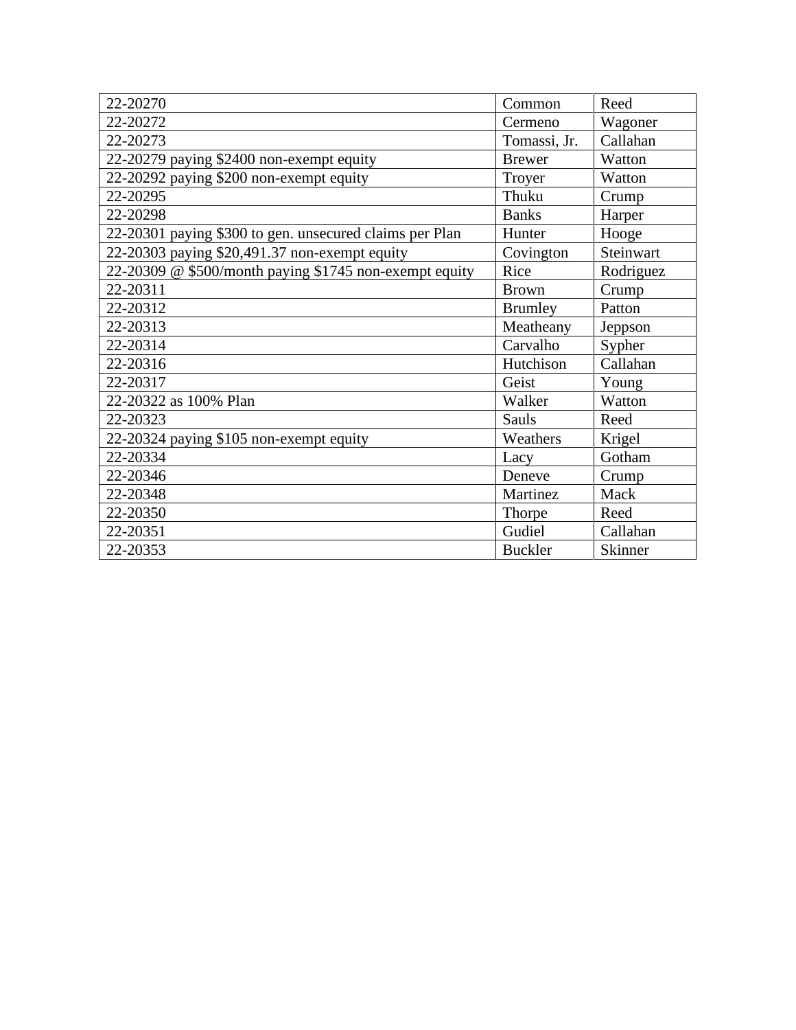| | | |
|---|---|---|
| 22-20270 | Common | Reed |
| 22-20272 | Cermeno | Wagoner |
| 22-20273 | Tomassi, Jr. | Callahan |
| 22-20279 paying $2400 non-exempt equity | Brewer | Watton |
| 22-20292 paying $200 non-exempt equity | Troyer | Watton |
| 22-20295 | Thuku | Crump |
| 22-20298 | Banks | Harper |
| 22-20301 paying $300 to gen. unsecured claims per Plan | Hunter | Hooge |
| 22-20303 paying $20,491.37 non-exempt equity | Covington | Steinwart |
| 22-20309 @ $500/month paying $1745 non-exempt equity | Rice | Rodriguez |
| 22-20311 | Brown | Crump |
| 22-20312 | Brumley | Patton |
| 22-20313 | Meatheany | Jeppson |
| 22-20314 | Carvalho | Sypher |
| 22-20316 | Hutchison | Callahan |
| 22-20317 | Geist | Young |
| 22-20322 as 100% Plan | Walker | Watton |
| 22-20323 | Sauls | Reed |
| 22-20324 paying $105 non-exempt equity | Weathers | Krigel |
| 22-20334 | Lacy | Gotham |
| 22-20346 | Deneve | Crump |
| 22-20348 | Martinez | Mack |
| 22-20350 | Thorpe | Reed |
| 22-20351 | Gudiel | Callahan |
| 22-20353 | Buckler | Skinner |